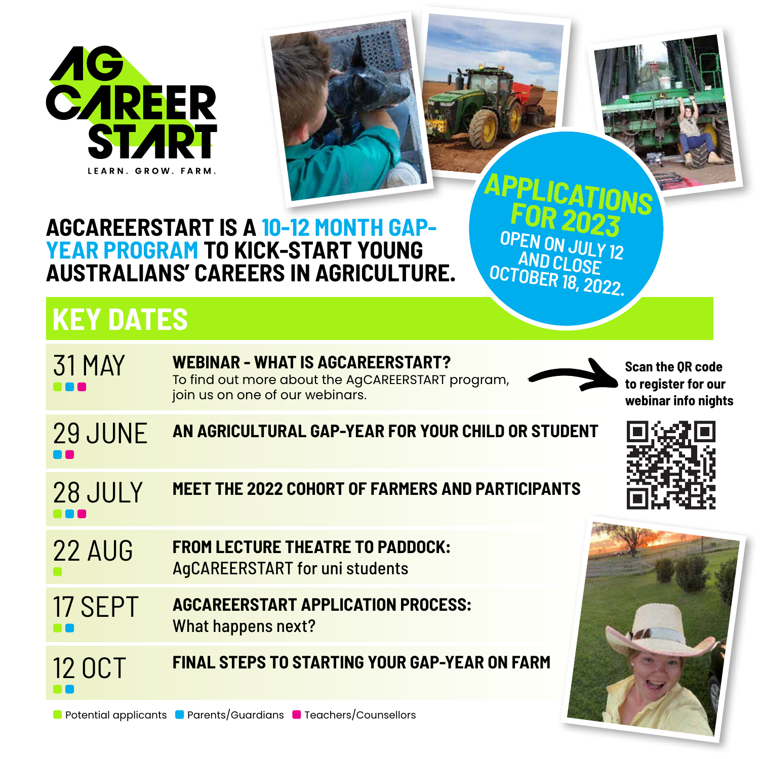# AG CAREER START

LEARN. GROW. FARM.

**AGCAREERSTART IS A 10-12 MONTH GAP-YEAR PROGRAM TO KICK-START YOUNG AUSTRALIANS' CAREERS IN AGRICULTURE.**

**APPLICATIONS FOR 2023 OPEN ON JULY 12 AND CLOSE OCTOBER 18, 2022.**

## KEY DATES

| Date | Event |
|---|---|
| 31 MAY | **WEBINAR - WHAT IS AGCAREERSTART?** To find out more about the AgCAREERSTART program, join us on one of our webinars. |
| 29 JUNE | **AN AGRICULTURAL GAP-YEAR FOR YOUR CHILD OR STUDENT** |
| 28 JULY | **MEET THE 2022 COHORT OF FARMERS AND PARTICIPANTS** |
| 22 AUG | **FROM LECTURE THEATRE TO PADDOCK:** AgCAREERSTART for uni students |
| 17 SEPT | **AGCAREERSTART APPLICATION PROCESS:** What happens next? |
| 12 OCT | **FINAL STEPS TO STARTING YOUR GAP-YEAR ON FARM** |

**Scan the QR code to register for our webinar info nights**

Potential applicants | Parents/Guardians | Teachers/Counsellors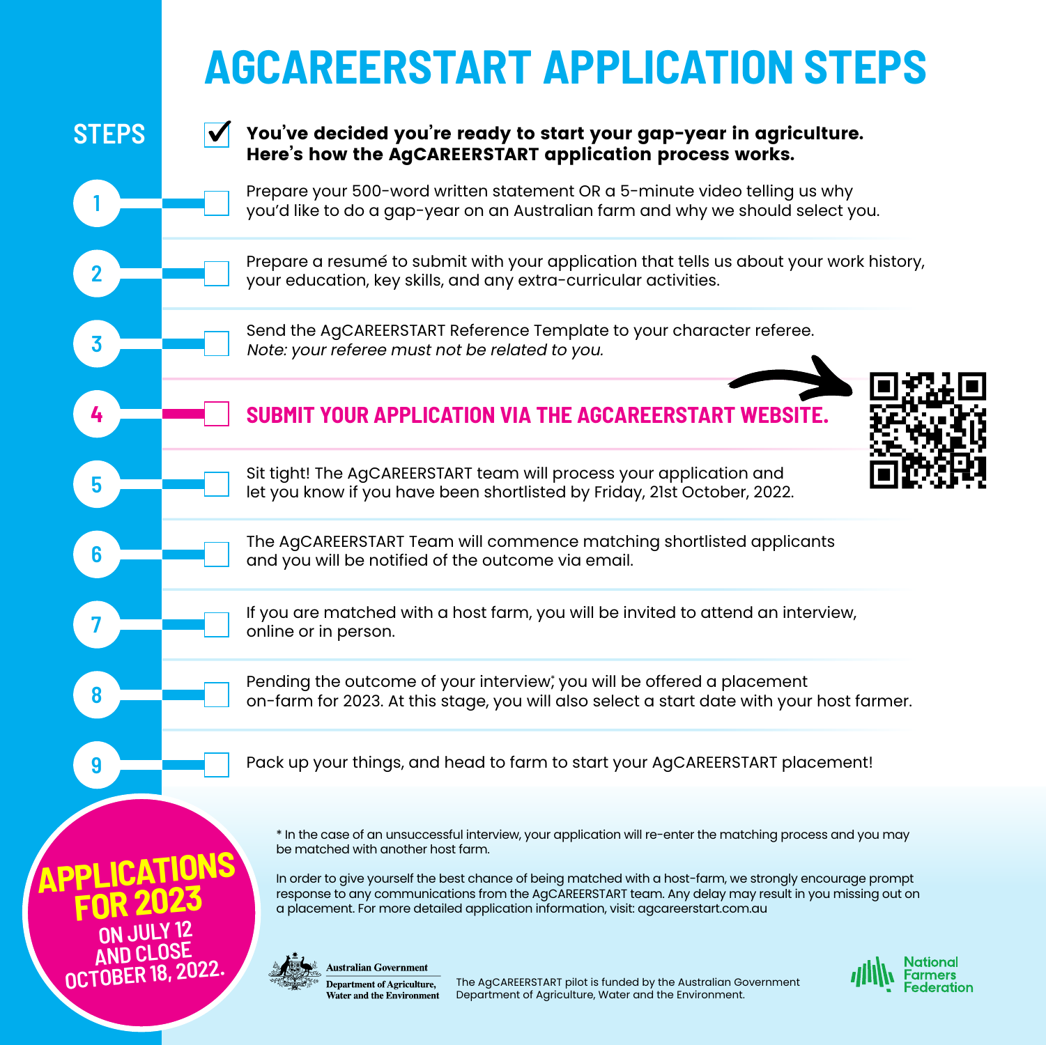# AGCAREERSTART APPLICATION STEPS

## STEPS

**You've decided you're ready to start your gap-year in agriculture. Here's how the AgCAREERSTART application process works.**

1. Prepare your 500-word written statement OR a 5-minute video telling us why you'd like to do a gap-year on an Australian farm and why we should select you.
2. Prepare a resumé to submit with your application that tells us about your work history, your education, key skills, and any extra-curricular activities.
3. Send the AgCAREERSTART Reference Template to your character referee. *Note: your referee must not be related to you.*
4. **SUBMIT YOUR APPLICATION VIA THE AGCAREERSTART WEBSITE.**
5. Sit tight! The AgCAREERSTART team will process your application and let you know if you have been shortlisted by Friday, 21st October, 2022.
6. The AgCAREERSTART Team will commence matching shortlisted applicants and you will be notified of the outcome via email.
7. If you are matched with a host farm, you will be invited to attend an interview, online or in person.
8. Pending the outcome of your interview,* you will be offered a placement on-farm for 2023. At this stage, you will also select a start date with your host farmer.
9. Pack up your things, and head to farm to start your AgCAREERSTART placement!

**APPLICATIONS FOR 2023 ON JULY 12 AND CLOSE OCTOBER 18, 2022.**

* In the case of an unsuccessful interview, your application will re-enter the matching process and you may be matched with another host farm.

In order to give yourself the best chance of being matched with a host-farm, we strongly encourage prompt response to any communications from the AgCAREERSTART team. Any delay may result in you missing out on a placement. For more detailed application information, visit: agcareerstart.com.au

Australian Government
Department of Agriculture, Water and the Environment

The AgCAREERSTART pilot is funded by the Australian Government Department of Agriculture, Water and the Environment.

National Farmers Federation